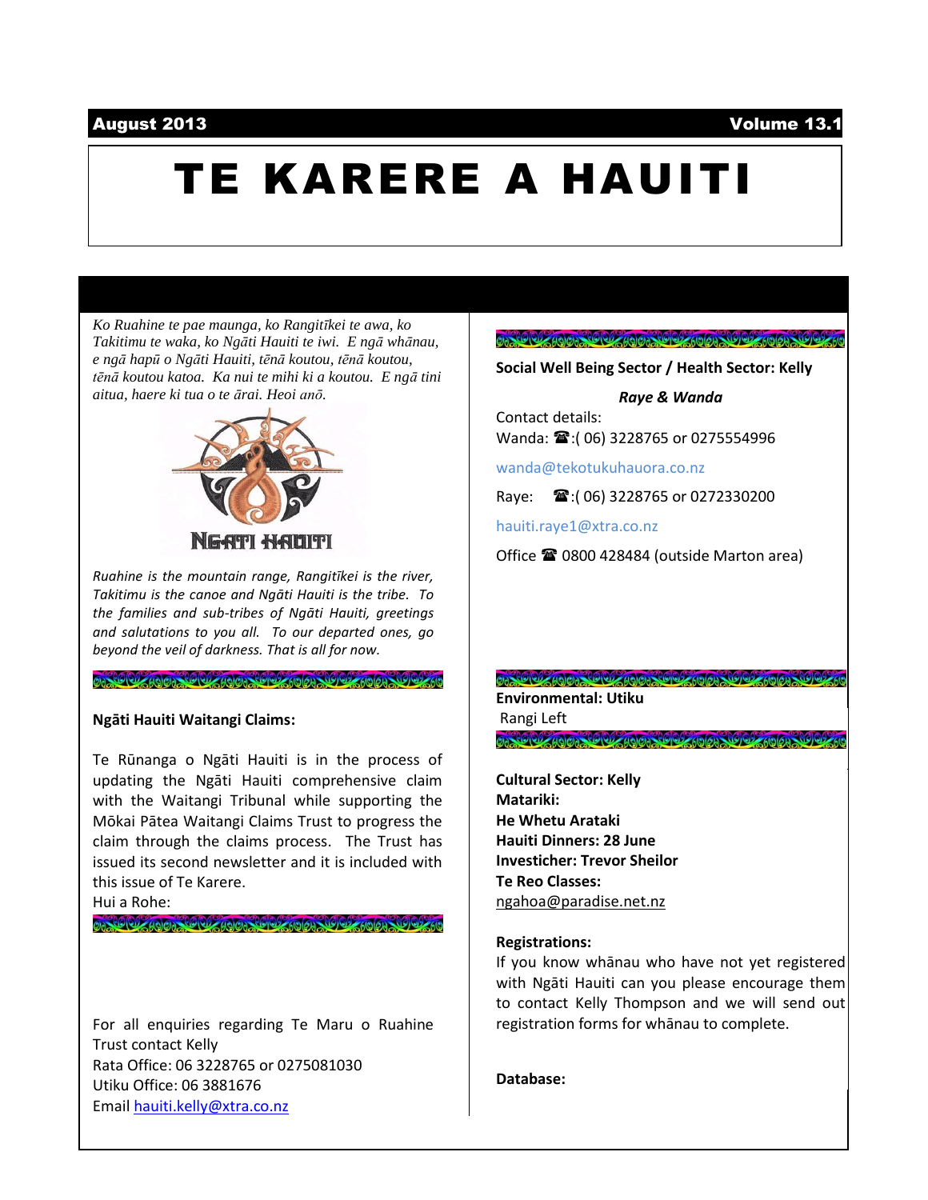**August 2013** **Volume 13.1**

# TE KARERE A HAUITI

*Ko Ruahine te pae maunga, ko Rangitīkei te awa, ko Takitimu te waka, ko Ngāti Hauiti te iwi. E ngā whānau, e ngā hapū o Ngāti Hauiti, tēnā koutou, tēnā koutou, tēnā koutou katoa. Ka nui te mihi ki a koutou. E ngā tini aitua, haere ki tua o te ārai. Heoi anō.*

NGATI HAUITI

*Ruahine is the mountain range, Rangitīkei is the river, Takitimu is the canoe and Ngāti Hauiti is the tribe. To the families and sub-tribes of Ngāti Hauiti, greetings and salutations to you all. To our departed ones, go beyond the veil of darkness. That is all for now.*

**Ngāti Hauiti Waitangi Claims:**

Te Rūnanga o Ngāti Hauiti is in the process of updating the Ngāti Hauiti comprehensive claim with the Waitangi Tribunal while supporting the Mōkai Pātea Waitangi Claims Trust to progress the claim through the claims process. The Trust has issued its second newsletter and it is included with this issue of Te Karere.

Hui a Rohe:

For all enquiries regarding Te Maru o Ruahine Trust contact Kelly
Rata Office: 06 3228765 or 0275081030
Utiku Office: 06 3881676
Email hauiti.kelly@xtra.co.nz

**Social Well Being Sector / Health Sector: Kelly**

***Raye & Wanda***

Contact details:
Wanda: ☎:( 06) 3228765 or 0275554996

wanda@tekotukuhauora.co.nz

Raye: ☎:( 06) 3228765 or 0272330200

hauiti.raye1@xtra.co.nz

Office ☎ 0800 428484 (outside Marton area)

**Environmental: Utiku**
Rangi Left

**Cultural Sector: Kelly**
**Matariki:**
**He Whetu Arataki**
**Hauiti Dinners: 28 June**
**Investicher: Trevor Sheilor**
**Te Reo Classes:**
ngahoa@paradise.net.nz

**Registrations:**
If you know whānau who have not yet registered with Ngāti Hauiti can you please encourage them to contact Kelly Thompson and we will send out registration forms for whānau to complete.

**Database:**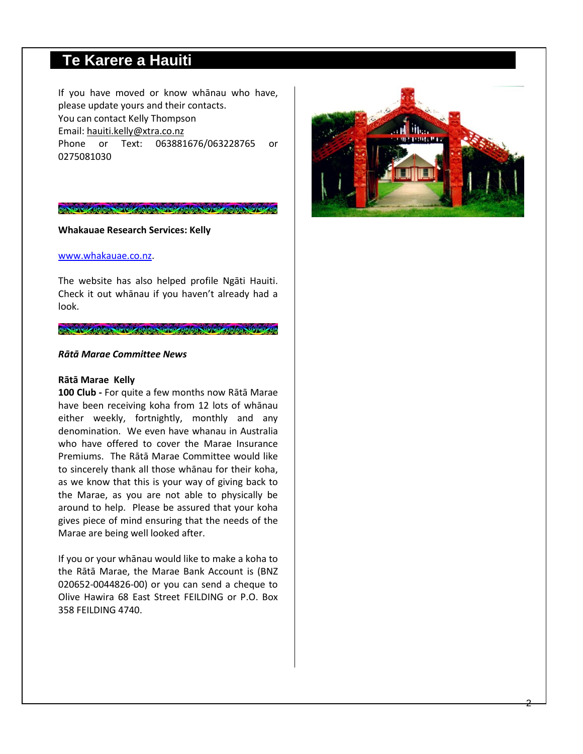# Te Karere a Hauiti

If you have moved or know whānau who have, please update yours and their contacts.
You can contact Kelly Thompson
Email: hauiti.kelly@xtra.co.nz
Phone or Text: 063881676/063228765 or 0275081030

**Whakauae Research Services: Kelly**

www.whakauae.co.nz.

The website has also helped profile Ngāti Hauiti. Check it out whānau if you haven't already had a look.

***Rātā Marae Committee News***

**Rātā Marae Kelly**

**100 Club -** For quite a few months now Rātā Marae have been receiving koha from 12 lots of whānau either weekly, fortnightly, monthly and any denomination. We even have whanau in Australia who have offered to cover the Marae Insurance Premiums. The Rātā Marae Committee would like to sincerely thank all those whānau for their koha, as we know that this is your way of giving back to the Marae, as you are not able to physically be around to help. Please be assured that your koha gives piece of mind ensuring that the needs of the Marae are being well looked after.

If you or your whānau would like to make a koha to the Rātā Marae, the Marae Bank Account is (BNZ 020652-0044826-00) or you can send a cheque to Olive Hawira 68 East Street FEILDING or P.O. Box 358 FEILDING 4740.